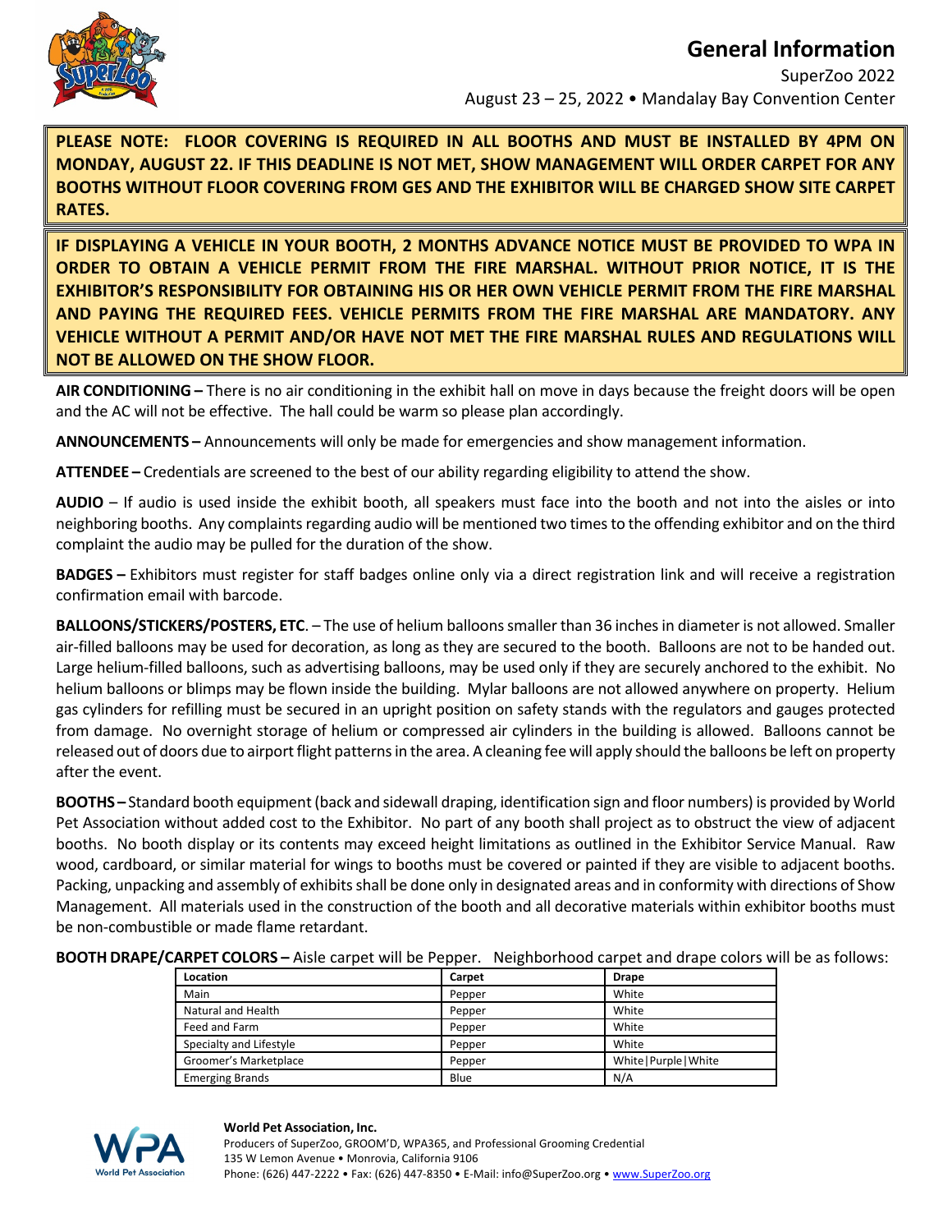# General Information

SuperZoo 2022

August 23 – 25, 2022 • Mandalay Bay Convention Center

**PLEASE NOTE: FLOOR COVERING IS REQUIRED IN ALL BOOTHS AND MUST BE INSTALLED BY 4PM ON MONDAY, AUGUST 22. IF THIS DEADLINE IS NOT MET, SHOW MANAGEMENT WILL ORDER CARPET FOR ANY BOOTHS WITHOUT FLOOR COVERING FROM GES AND THE EXHIBITOR WILL BE CHARGED SHOW SITE CARPET RATES.**

**IF DISPLAYING A VEHICLE IN YOUR BOOTH, 2 MONTHS ADVANCE NOTICE MUST BE PROVIDED TO WPA IN ORDER TO OBTAIN A VEHICLE PERMIT FROM THE FIRE MARSHAL. WITHOUT PRIOR NOTICE, IT IS THE EXHIBITOR'S RESPONSIBILITY FOR OBTAINING HIS OR HER OWN VEHICLE PERMIT FROM THE FIRE MARSHAL AND PAYING THE REQUIRED FEES. VEHICLE PERMITS FROM THE FIRE MARSHAL ARE MANDATORY. ANY VEHICLE WITHOUT A PERMIT AND/OR HAVE NOT MET THE FIRE MARSHAL RULES AND REGULATIONS WILL NOT BE ALLOWED ON THE SHOW FLOOR.**

**AIR CONDITIONING –** There is no air conditioning in the exhibit hall on move in days because the freight doors will be open and the AC will not be effective. The hall could be warm so please plan accordingly.

**ANNOUNCEMENTS –** Announcements will only be made for emergencies and show management information.

**ATTENDEE –** Credentials are screened to the best of our ability regarding eligibility to attend the show.

**AUDIO** – If audio is used inside the exhibit booth, all speakers must face into the booth and not into the aisles or into neighboring booths. Any complaints regarding audio will be mentioned two times to the offending exhibitor and on the third complaint the audio may be pulled for the duration of the show.

**BADGES –** Exhibitors must register for staff badges online only via a direct registration link and will receive a registration confirmation email with barcode.

**BALLOONS/STICKERS/POSTERS, ETC**. – The use of helium balloons smaller than 36 inches in diameter is not allowed. Smaller air-filled balloons may be used for decoration, as long as they are secured to the booth. Balloons are not to be handed out. Large helium-filled balloons, such as advertising balloons, may be used only if they are securely anchored to the exhibit. No helium balloons or blimps may be flown inside the building. Mylar balloons are not allowed anywhere on property. Helium gas cylinders for refilling must be secured in an upright position on safety stands with the regulators and gauges protected from damage. No overnight storage of helium or compressed air cylinders in the building is allowed. Balloons cannot be released out of doors due to airport flight patterns in the area. A cleaning fee will apply should the balloons be left on property after the event.

**BOOTHS –** Standard booth equipment (back and sidewall draping, identification sign and floor numbers) is provided by World Pet Association without added cost to the Exhibitor. No part of any booth shall project as to obstruct the view of adjacent booths. No booth display or its contents may exceed height limitations as outlined in the Exhibitor Service Manual. Raw wood, cardboard, or similar material for wings to booths must be covered or painted if they are visible to adjacent booths. Packing, unpacking and assembly of exhibits shall be done only in designated areas and in conformity with directions of Show Management. All materials used in the construction of the booth and all decorative materials within exhibitor booths must be non-combustible or made flame retardant.

**BOOTH DRAPE/CARPET COLORS –** Aisle carpet will be Pepper. Neighborhood carpet and drape colors will be as follows:

| Location | Carpet | Drape |
|---|---|---|
| Main | Pepper | White |
| Natural and Health | Pepper | White |
| Feed and Farm | Pepper | White |
| Specialty and Lifestyle | Pepper | White |
| Groomer's Marketplace | Pepper | White\|Purple\|White |
| Emerging Brands | Blue | N/A |

**World Pet Association, Inc.**
Producers of SuperZoo, GROOM'D, WPA365, and Professional Grooming Credential
135 W Lemon Avenue • Monrovia, California 9106
Phone: (626) 447-2222 • Fax: (626) 447-8350 • E-Mail: info@SuperZoo.org • www.SuperZoo.org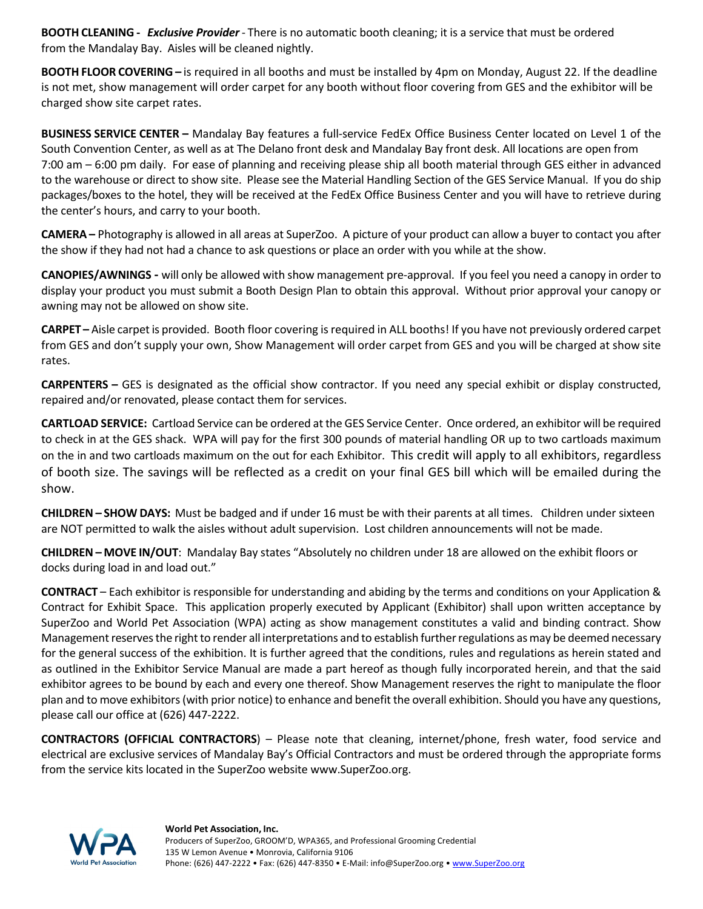**BOOTH CLEANING -** ***Exclusive Provider*** - There is no automatic booth cleaning; it is a service that must be ordered from the Mandalay Bay. Aisles will be cleaned nightly.

**BOOTH FLOOR COVERING –** is required in all booths and must be installed by 4pm on Monday, August 22. If the deadline is not met, show management will order carpet for any booth without floor covering from GES and the exhibitor will be charged show site carpet rates.

**BUSINESS SERVICE CENTER –** Mandalay Bay features a full-service FedEx Office Business Center located on Level 1 of the South Convention Center, as well as at The Delano front desk and Mandalay Bay front desk. All locations are open from 7:00 am – 6:00 pm daily. For ease of planning and receiving please ship all booth material through GES either in advanced to the warehouse or direct to show site. Please see the Material Handling Section of the GES Service Manual. If you do ship packages/boxes to the hotel, they will be received at the FedEx Office Business Center and you will have to retrieve during the center's hours, and carry to your booth.

**CAMERA –** Photography is allowed in all areas at SuperZoo. A picture of your product can allow a buyer to contact you after the show if they had not had a chance to ask questions or place an order with you while at the show.

**CANOPIES/AWNINGS -** will only be allowed with show management pre-approval. If you feel you need a canopy in order to display your product you must submit a Booth Design Plan to obtain this approval. Without prior approval your canopy or awning may not be allowed on show site.

**CARPET –** Aisle carpet is provided. Booth floor covering is required in ALL booths! If you have not previously ordered carpet from GES and don't supply your own, Show Management will order carpet from GES and you will be charged at show site rates.

**CARPENTERS –** GES is designated as the official show contractor. If you need any special exhibit or display constructed, repaired and/or renovated, please contact them for services.

**CARTLOAD SERVICE:** Cartload Service can be ordered at the GES Service Center. Once ordered, an exhibitor will be required to check in at the GES shack. WPA will pay for the first 300 pounds of material handling OR up to two cartloads maximum on the in and two cartloads maximum on the out for each Exhibitor. This credit will apply to all exhibitors, regardless of booth size. The savings will be reflected as a credit on your final GES bill which will be emailed during the show.

**CHILDREN – SHOW DAYS:** Must be badged and if under 16 must be with their parents at all times. Children under sixteen are NOT permitted to walk the aisles without adult supervision. Lost children announcements will not be made.

**CHILDREN – MOVE IN/OUT**: Mandalay Bay states "Absolutely no children under 18 are allowed on the exhibit floors or docks during load in and load out."

**CONTRACT** – Each exhibitor is responsible for understanding and abiding by the terms and conditions on your Application & Contract for Exhibit Space. This application properly executed by Applicant (Exhibitor) shall upon written acceptance by SuperZoo and World Pet Association (WPA) acting as show management constitutes a valid and binding contract. Show Management reserves the right to render all interpretations and to establish further regulations as may be deemed necessary for the general success of the exhibition. It is further agreed that the conditions, rules and regulations as herein stated and as outlined in the Exhibitor Service Manual are made a part hereof as though fully incorporated herein, and that the said exhibitor agrees to be bound by each and every one thereof. Show Management reserves the right to manipulate the floor plan and to move exhibitors (with prior notice) to enhance and benefit the overall exhibition. Should you have any questions, please call our office at (626) 447-2222.

**CONTRACTORS (OFFICIAL CONTRACTORS**) – Please note that cleaning, internet/phone, fresh water, food service and electrical are exclusive services of Mandalay Bay's Official Contractors and must be ordered through the appropriate forms from the service kits located in the SuperZoo website www.SuperZoo.org.

**World Pet Association, Inc.**
Producers of SuperZoo, GROOM'D, WPA365, and Professional Grooming Credential
135 W Lemon Avenue • Monrovia, California 9106
Phone: (626) 447-2222 • Fax: (626) 447-8350 • E-Mail: info@SuperZoo.org • www.SuperZoo.org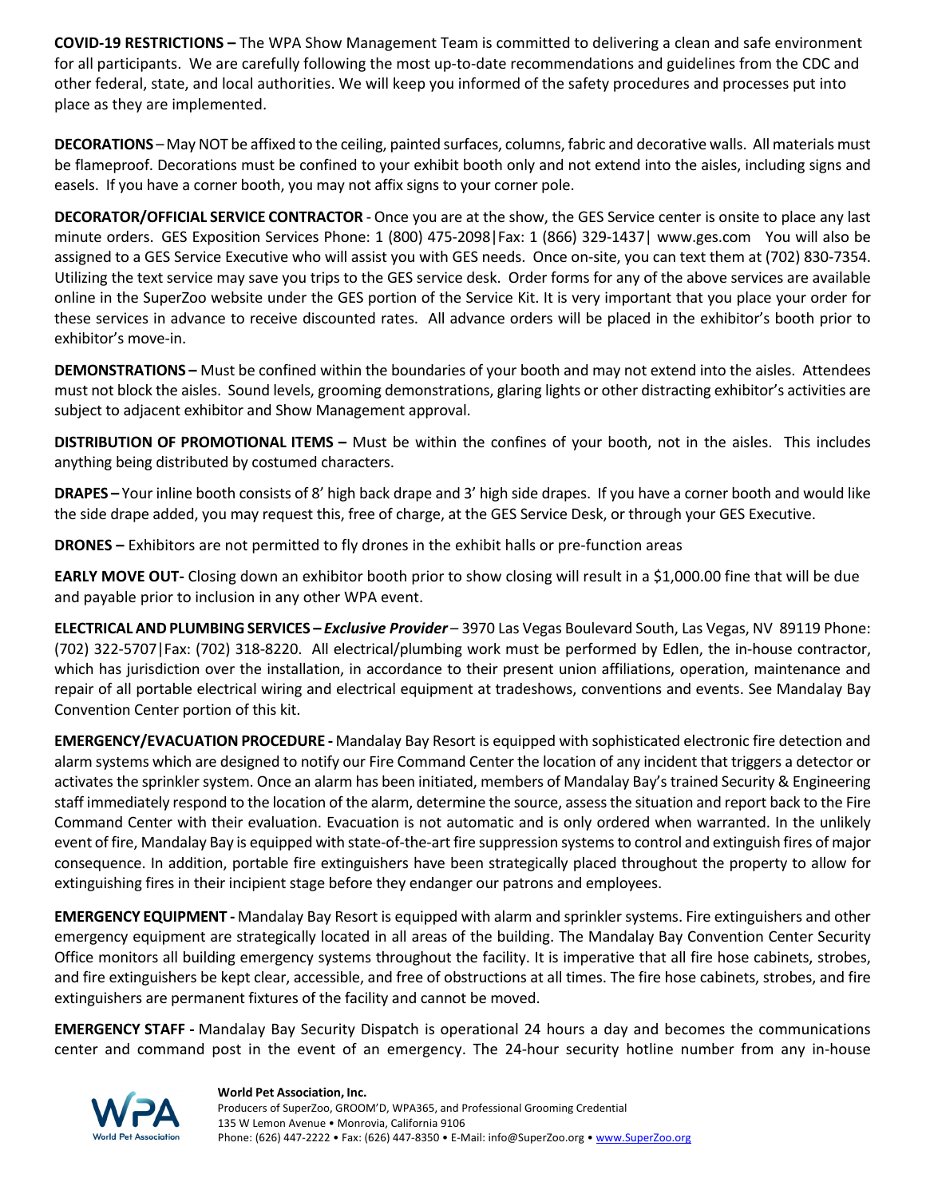**COVID-19 RESTRICTIONS –** The WPA Show Management Team is committed to delivering a clean and safe environment for all participants. We are carefully following the most up-to-date recommendations and guidelines from the CDC and other federal, state, and local authorities. We will keep you informed of the safety procedures and processes put into place as they are implemented.

**DECORATIONS** – May NOT be affixed to the ceiling, painted surfaces, columns, fabric and decorative walls. All materials must be flameproof. Decorations must be confined to your exhibit booth only and not extend into the aisles, including signs and easels. If you have a corner booth, you may not affix signs to your corner pole.

**DECORATOR/OFFICIAL SERVICE CONTRACTOR** - Once you are at the show, the GES Service center is onsite to place any last minute orders. GES Exposition Services Phone: 1 (800) 475-2098|Fax: 1 (866) 329-1437| www.ges.com You will also be assigned to a GES Service Executive who will assist you with GES needs. Once on-site, you can text them at (702) 830-7354. Utilizing the text service may save you trips to the GES service desk. Order forms for any of the above services are available online in the SuperZoo website under the GES portion of the Service Kit. It is very important that you place your order for these services in advance to receive discounted rates. All advance orders will be placed in the exhibitor's booth prior to exhibitor's move-in.

**DEMONSTRATIONS –** Must be confined within the boundaries of your booth and may not extend into the aisles. Attendees must not block the aisles. Sound levels, grooming demonstrations, glaring lights or other distracting exhibitor's activities are subject to adjacent exhibitor and Show Management approval.

**DISTRIBUTION OF PROMOTIONAL ITEMS –** Must be within the confines of your booth, not in the aisles. This includes anything being distributed by costumed characters.

**DRAPES –** Your inline booth consists of 8' high back drape and 3' high side drapes. If you have a corner booth and would like the side drape added, you may request this, free of charge, at the GES Service Desk, or through your GES Executive.

**DRONES –** Exhibitors are not permitted to fly drones in the exhibit halls or pre-function areas

**EARLY MOVE OUT-** Closing down an exhibitor booth prior to show closing will result in a $1,000.00 fine that will be due and payable prior to inclusion in any other WPA event.

**ELECTRICAL AND PLUMBING SERVICES – *Exclusive Provider*** – 3970 Las Vegas Boulevard South, Las Vegas, NV 89119 Phone: (702) 322-5707|Fax: (702) 318-8220. All electrical/plumbing work must be performed by Edlen, the in-house contractor, which has jurisdiction over the installation, in accordance to their present union affiliations, operation, maintenance and repair of all portable electrical wiring and electrical equipment at tradeshows, conventions and events. See Mandalay Bay Convention Center portion of this kit.

**EMERGENCY/EVACUATION PROCEDURE -** Mandalay Bay Resort is equipped with sophisticated electronic fire detection and alarm systems which are designed to notify our Fire Command Center the location of any incident that triggers a detector or activates the sprinkler system. Once an alarm has been initiated, members of Mandalay Bay's trained Security & Engineering staff immediately respond to the location of the alarm, determine the source, assess the situation and report back to the Fire Command Center with their evaluation. Evacuation is not automatic and is only ordered when warranted. In the unlikely event of fire, Mandalay Bay is equipped with state-of-the-art fire suppression systems to control and extinguish fires of major consequence. In addition, portable fire extinguishers have been strategically placed throughout the property to allow for extinguishing fires in their incipient stage before they endanger our patrons and employees.

**EMERGENCY EQUIPMENT -** Mandalay Bay Resort is equipped with alarm and sprinkler systems. Fire extinguishers and other emergency equipment are strategically located in all areas of the building. The Mandalay Bay Convention Center Security Office monitors all building emergency systems throughout the facility. It is imperative that all fire hose cabinets, strobes, and fire extinguishers be kept clear, accessible, and free of obstructions at all times. The fire hose cabinets, strobes, and fire extinguishers are permanent fixtures of the facility and cannot be moved.

**EMERGENCY STAFF -** Mandalay Bay Security Dispatch is operational 24 hours a day and becomes the communications center and command post in the event of an emergency. The 24-hour security hotline number from any in-house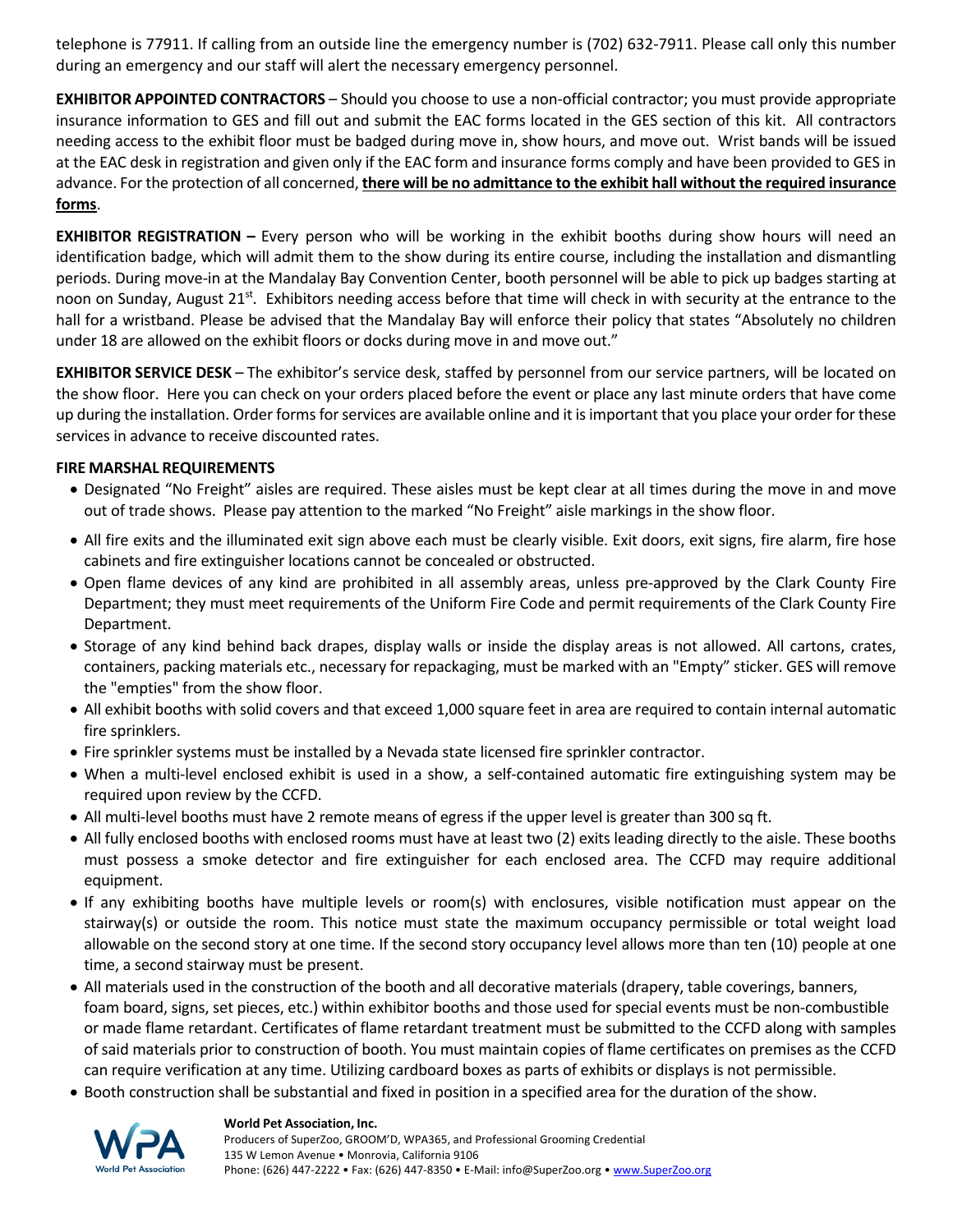telephone is 77911. If calling from an outside line the emergency number is (702) 632-7911. Please call only this number during an emergency and our staff will alert the necessary emergency personnel.

**EXHIBITOR APPOINTED CONTRACTORS** – Should you choose to use a non-official contractor; you must provide appropriate insurance information to GES and fill out and submit the EAC forms located in the GES section of this kit. All contractors needing access to the exhibit floor must be badged during move in, show hours, and move out. Wrist bands will be issued at the EAC desk in registration and given only if the EAC form and insurance forms comply and have been provided to GES in advance. For the protection of all concerned, **there will be no admittance to the exhibit hall without the required insurance forms**.

**EXHIBITOR REGISTRATION –** Every person who will be working in the exhibit booths during show hours will need an identification badge, which will admit them to the show during its entire course, including the installation and dismantling periods. During move-in at the Mandalay Bay Convention Center, booth personnel will be able to pick up badges starting at noon on Sunday, August 21st. Exhibitors needing access before that time will check in with security at the entrance to the hall for a wristband. Please be advised that the Mandalay Bay will enforce their policy that states "Absolutely no children under 18 are allowed on the exhibit floors or docks during move in and move out."

**EXHIBITOR SERVICE DESK** – The exhibitor's service desk, staffed by personnel from our service partners, will be located on the show floor. Here you can check on your orders placed before the event or place any last minute orders that have come up during the installation. Order forms for services are available online and it is important that you place your order for these services in advance to receive discounted rates.

**FIRE MARSHAL REQUIREMENTS**

- Designated "No Freight" aisles are required. These aisles must be kept clear at all times during the move in and move out of trade shows. Please pay attention to the marked "No Freight" aisle markings in the show floor.
- All fire exits and the illuminated exit sign above each must be clearly visible. Exit doors, exit signs, fire alarm, fire hose cabinets and fire extinguisher locations cannot be concealed or obstructed.
- Open flame devices of any kind are prohibited in all assembly areas, unless pre-approved by the Clark County Fire Department; they must meet requirements of the Uniform Fire Code and permit requirements of the Clark County Fire Department.
- Storage of any kind behind back drapes, display walls or inside the display areas is not allowed. All cartons, crates, containers, packing materials etc., necessary for repackaging, must be marked with an "Empty" sticker. GES will remove the "empties" from the show floor.
- All exhibit booths with solid covers and that exceed 1,000 square feet in area are required to contain internal automatic fire sprinklers.
- Fire sprinkler systems must be installed by a Nevada state licensed fire sprinkler contractor.
- When a multi-level enclosed exhibit is used in a show, a self-contained automatic fire extinguishing system may be required upon review by the CCFD.
- All multi-level booths must have 2 remote means of egress if the upper level is greater than 300 sq ft.
- All fully enclosed booths with enclosed rooms must have at least two (2) exits leading directly to the aisle. These booths must possess a smoke detector and fire extinguisher for each enclosed area. The CCFD may require additional equipment.
- If any exhibiting booths have multiple levels or room(s) with enclosures, visible notification must appear on the stairway(s) or outside the room. This notice must state the maximum occupancy permissible or total weight load allowable on the second story at one time. If the second story occupancy level allows more than ten (10) people at one time, a second stairway must be present.
- All materials used in the construction of the booth and all decorative materials (drapery, table coverings, banners, foam board, signs, set pieces, etc.) within exhibitor booths and those used for special events must be non-combustible or made flame retardant. Certificates of flame retardant treatment must be submitted to the CCFD along with samples of said materials prior to construction of booth. You must maintain copies of flame certificates on premises as the CCFD can require verification at any time. Utilizing cardboard boxes as parts of exhibits or displays is not permissible.
- Booth construction shall be substantial and fixed in position in a specified area for the duration of the show.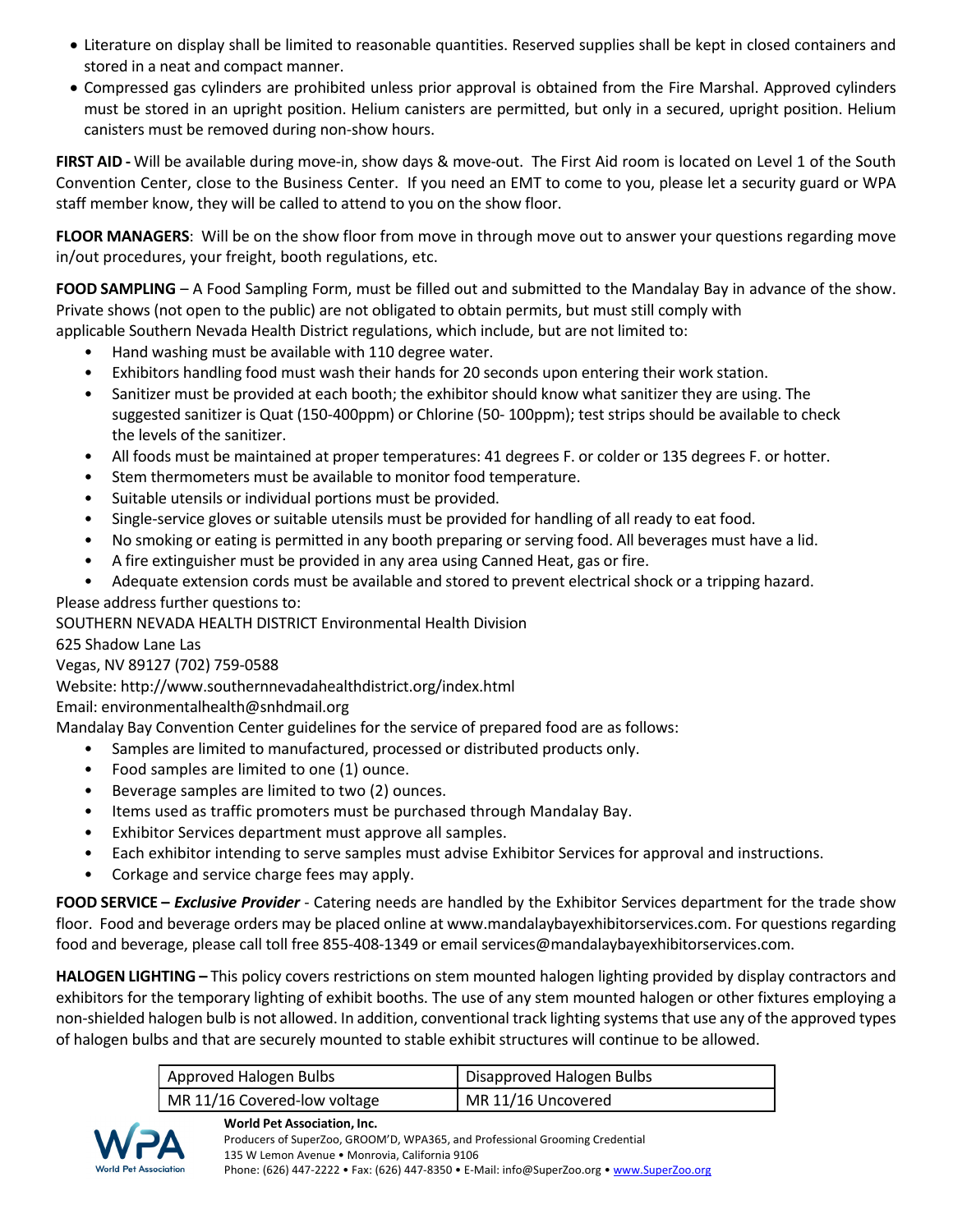- Literature on display shall be limited to reasonable quantities. Reserved supplies shall be kept in closed containers and stored in a neat and compact manner.
- Compressed gas cylinders are prohibited unless prior approval is obtained from the Fire Marshal. Approved cylinders must be stored in an upright position. Helium canisters are permitted, but only in a secured, upright position. Helium canisters must be removed during non-show hours.

**FIRST AID -** Will be available during move-in, show days & move-out. The First Aid room is located on Level 1 of the South Convention Center, close to the Business Center. If you need an EMT to come to you, please let a security guard or WPA staff member know, they will be called to attend to you on the show floor.

**FLOOR MANAGERS**: Will be on the show floor from move in through move out to answer your questions regarding move in/out procedures, your freight, booth regulations, etc.

**FOOD SAMPLING** – A Food Sampling Form, must be filled out and submitted to the Mandalay Bay in advance of the show. Private shows (not open to the public) are not obligated to obtain permits, but must still comply with applicable Southern Nevada Health District regulations, which include, but are not limited to:

- Hand washing must be available with 110 degree water.
- Exhibitors handling food must wash their hands for 20 seconds upon entering their work station.
- Sanitizer must be provided at each booth; the exhibitor should know what sanitizer they are using. The suggested sanitizer is Quat (150-400ppm) or Chlorine (50- 100ppm); test strips should be available to check the levels of the sanitizer.
- All foods must be maintained at proper temperatures: 41 degrees F. or colder or 135 degrees F. or hotter.
- Stem thermometers must be available to monitor food temperature.
- Suitable utensils or individual portions must be provided.
- Single-service gloves or suitable utensils must be provided for handling of all ready to eat food.
- No smoking or eating is permitted in any booth preparing or serving food. All beverages must have a lid.
- A fire extinguisher must be provided in any area using Canned Heat, gas or fire.
- Adequate extension cords must be available and stored to prevent electrical shock or a tripping hazard.

Please address further questions to:
SOUTHERN NEVADA HEALTH DISTRICT Environmental Health Division
625 Shadow Lane Las
Vegas, NV 89127 (702) 759-0588
Website: http://www.southernnevadahealthdistrict.org/index.html
Email: environmentalhealth@snhdmail.org

Mandalay Bay Convention Center guidelines for the service of prepared food are as follows:

- Samples are limited to manufactured, processed or distributed products only.
- Food samples are limited to one (1) ounce.
- Beverage samples are limited to two (2) ounces.
- Items used as traffic promoters must be purchased through Mandalay Bay.
- Exhibitor Services department must approve all samples.
- Each exhibitor intending to serve samples must advise Exhibitor Services for approval and instructions.
- Corkage and service charge fees may apply.

**FOOD SERVICE –** ***Exclusive Provider*** - Catering needs are handled by the Exhibitor Services department for the trade show floor. Food and beverage orders may be placed online at www.mandalaybayexhibitorservices.com. For questions regarding food and beverage, please call toll free 855-408-1349 or email services@mandalaybayexhibitorservices.com.

**HALOGEN LIGHTING –** This policy covers restrictions on stem mounted halogen lighting provided by display contractors and exhibitors for the temporary lighting of exhibit booths. The use of any stem mounted halogen or other fixtures employing a non-shielded halogen bulb is not allowed. In addition, conventional track lighting systems that use any of the approved types of halogen bulbs and that are securely mounted to stable exhibit structures will continue to be allowed.

| Approved Halogen Bulbs | Disapproved Halogen Bulbs |
|---|---|
| MR 11/16 Covered-low voltage | MR 11/16 Uncovered |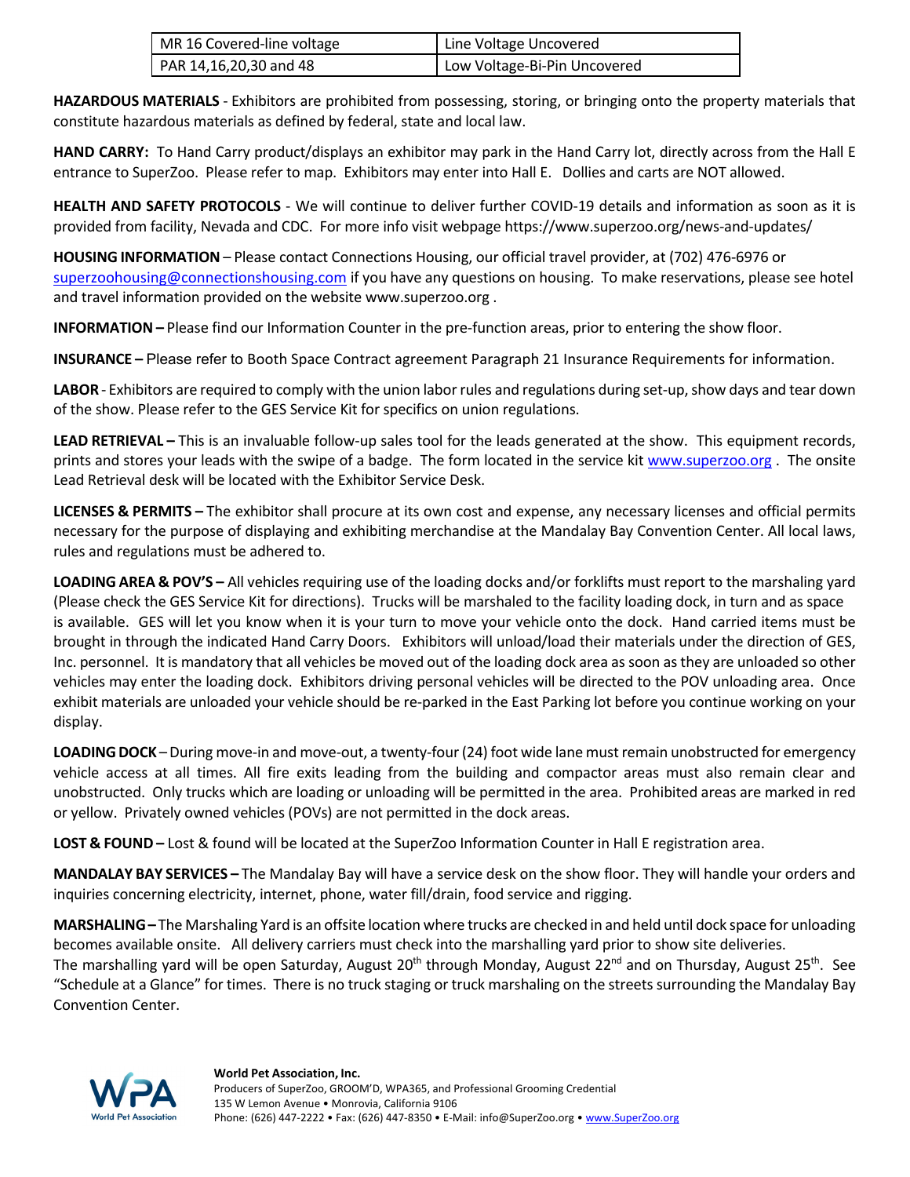| MR 16 Covered-line voltage | Line Voltage Uncovered |
|---|---|
| PAR 14,16,20,30 and 48 | Low Voltage-Bi-Pin Uncovered |

**HAZARDOUS MATERIALS** - Exhibitors are prohibited from possessing, storing, or bringing onto the property materials that constitute hazardous materials as defined by federal, state and local law.

**HAND CARRY:** To Hand Carry product/displays an exhibitor may park in the Hand Carry lot, directly across from the Hall E entrance to SuperZoo. Please refer to map. Exhibitors may enter into Hall E. Dollies and carts are NOT allowed.

**HEALTH AND SAFETY PROTOCOLS** - We will continue to deliver further COVID-19 details and information as soon as it is provided from facility, Nevada and CDC. For more info visit webpage https://www.superzoo.org/news-and-updates/

**HOUSING INFORMATION** – Please contact Connections Housing, our official travel provider, at (702) 476-6976 or superzoohousing@connectionshousing.com if you have any questions on housing. To make reservations, please see hotel and travel information provided on the website www.superzoo.org .

**INFORMATION –** Please find our Information Counter in the pre-function areas, prior to entering the show floor.

**INSURANCE –** Please refer to Booth Space Contract agreement Paragraph 21 Insurance Requirements for information.

**LABOR** - Exhibitors are required to comply with the union labor rules and regulations during set-up, show days and tear down of the show. Please refer to the GES Service Kit for specifics on union regulations.

**LEAD RETRIEVAL –** This is an invaluable follow-up sales tool for the leads generated at the show. This equipment records, prints and stores your leads with the swipe of a badge. The form located in the service kit www.superzoo.org . The onsite Lead Retrieval desk will be located with the Exhibitor Service Desk.

**LICENSES & PERMITS –** The exhibitor shall procure at its own cost and expense, any necessary licenses and official permits necessary for the purpose of displaying and exhibiting merchandise at the Mandalay Bay Convention Center. All local laws, rules and regulations must be adhered to.

**LOADING AREA & POV'S –** All vehicles requiring use of the loading docks and/or forklifts must report to the marshaling yard (Please check the GES Service Kit for directions). Trucks will be marshaled to the facility loading dock, in turn and as space is available. GES will let you know when it is your turn to move your vehicle onto the dock. Hand carried items must be brought in through the indicated Hand Carry Doors. Exhibitors will unload/load their materials under the direction of GES, Inc. personnel. It is mandatory that all vehicles be moved out of the loading dock area as soon as they are unloaded so other vehicles may enter the loading dock. Exhibitors driving personal vehicles will be directed to the POV unloading area. Once exhibit materials are unloaded your vehicle should be re-parked in the East Parking lot before you continue working on your display.

**LOADING DOCK** – During move-in and move-out, a twenty-four (24) foot wide lane must remain unobstructed for emergency vehicle access at all times. All fire exits leading from the building and compactor areas must also remain clear and unobstructed. Only trucks which are loading or unloading will be permitted in the area. Prohibited areas are marked in red or yellow. Privately owned vehicles (POVs) are not permitted in the dock areas.

**LOST & FOUND –** Lost & found will be located at the SuperZoo Information Counter in Hall E registration area.

**MANDALAY BAY SERVICES –** The Mandalay Bay will have a service desk on the show floor. They will handle your orders and inquiries concerning electricity, internet, phone, water fill/drain, food service and rigging.

**MARSHALING –** The Marshaling Yard is an offsite location where trucks are checked in and held until dock space for unloading becomes available onsite. All delivery carriers must check into the marshalling yard prior to show site deliveries.
The marshalling yard will be open Saturday, August 20th through Monday, August 22nd and on Thursday, August 25th. See "Schedule at a Glance" for times. There is no truck staging or truck marshaling on the streets surrounding the Mandalay Bay Convention Center.

**World Pet Association, Inc.**
Producers of SuperZoo, GROOM'D, WPA365, and Professional Grooming Credential
135 W Lemon Avenue • Monrovia, California 9106
Phone: (626) 447-2222 • Fax: (626) 447-8350 • E-Mail: info@SuperZoo.org • www.SuperZoo.org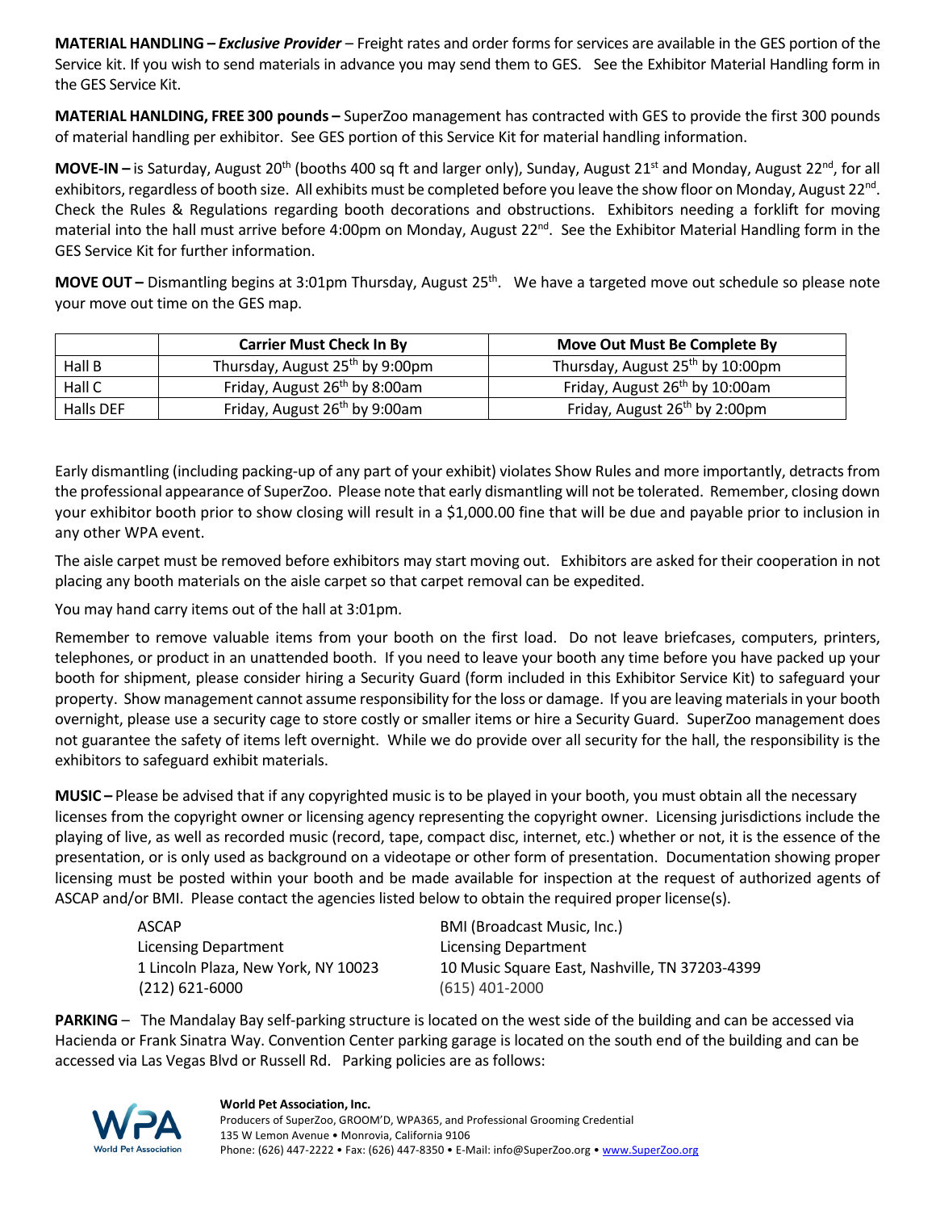**MATERIAL HANDLING –** ***Exclusive Provider*** – Freight rates and order forms for services are available in the GES portion of the Service kit. If you wish to send materials in advance you may send them to GES. See the Exhibitor Material Handling form in the GES Service Kit.

**MATERIAL HANLDING, FREE 300 pounds –** SuperZoo management has contracted with GES to provide the first 300 pounds of material handling per exhibitor. See GES portion of this Service Kit for material handling information.

**MOVE-IN –** is Saturday, August 20th (booths 400 sq ft and larger only), Sunday, August 21st and Monday, August 22nd, for all exhibitors, regardless of booth size. All exhibits must be completed before you leave the show floor on Monday, August 22nd. Check the Rules & Regulations regarding booth decorations and obstructions. Exhibitors needing a forklift for moving material into the hall must arrive before 4:00pm on Monday, August 22nd. See the Exhibitor Material Handling form in the GES Service Kit for further information.

**MOVE OUT –** Dismantling begins at 3:01pm Thursday, August 25th. We have a targeted move out schedule so please note your move out time on the GES map.

| | Carrier Must Check In By | Move Out Must Be Complete By |
|---|---|---|
| Hall B | Thursday, August 25th by 9:00pm | Thursday, August 25th by 10:00pm |
| Hall C | Friday, August 26th by 8:00am | Friday, August 26th by 10:00am |
| Halls DEF | Friday, August 26th by 9:00am | Friday, August 26th by 2:00pm |

Early dismantling (including packing-up of any part of your exhibit) violates Show Rules and more importantly, detracts from the professional appearance of SuperZoo. Please note that early dismantling will not be tolerated. Remember, closing down your exhibitor booth prior to show closing will result in a $1,000.00 fine that will be due and payable prior to inclusion in any other WPA event.

The aisle carpet must be removed before exhibitors may start moving out. Exhibitors are asked for their cooperation in not placing any booth materials on the aisle carpet so that carpet removal can be expedited.

You may hand carry items out of the hall at 3:01pm.

Remember to remove valuable items from your booth on the first load. Do not leave briefcases, computers, printers, telephones, or product in an unattended booth. If you need to leave your booth any time before you have packed up your booth for shipment, please consider hiring a Security Guard (form included in this Exhibitor Service Kit) to safeguard your property. Show management cannot assume responsibility for the loss or damage. If you are leaving materials in your booth overnight, please use a security cage to store costly or smaller items or hire a Security Guard. SuperZoo management does not guarantee the safety of items left overnight. While we do provide over all security for the hall, the responsibility is the exhibitors to safeguard exhibit materials.

**MUSIC –** Please be advised that if any copyrighted music is to be played in your booth, you must obtain all the necessary licenses from the copyright owner or licensing agency representing the copyright owner. Licensing jurisdictions include the playing of live, as well as recorded music (record, tape, compact disc, internet, etc.) whether or not, it is the essence of the presentation, or is only used as background on a videotape or other form of presentation. Documentation showing proper licensing must be posted within your booth and be made available for inspection at the request of authorized agents of ASCAP and/or BMI. Please contact the agencies listed below to obtain the required proper license(s).

ASCAP
Licensing Department
1 Lincoln Plaza, New York, NY 10023
(212) 621-6000

BMI (Broadcast Music, Inc.)
Licensing Department
10 Music Square East, Nashville, TN 37203-4399
(615) 401-2000

**PARKING** – The Mandalay Bay self-parking structure is located on the west side of the building and can be accessed via Hacienda or Frank Sinatra Way. Convention Center parking garage is located on the south end of the building and can be accessed via Las Vegas Blvd or Russell Rd. Parking policies are as follows: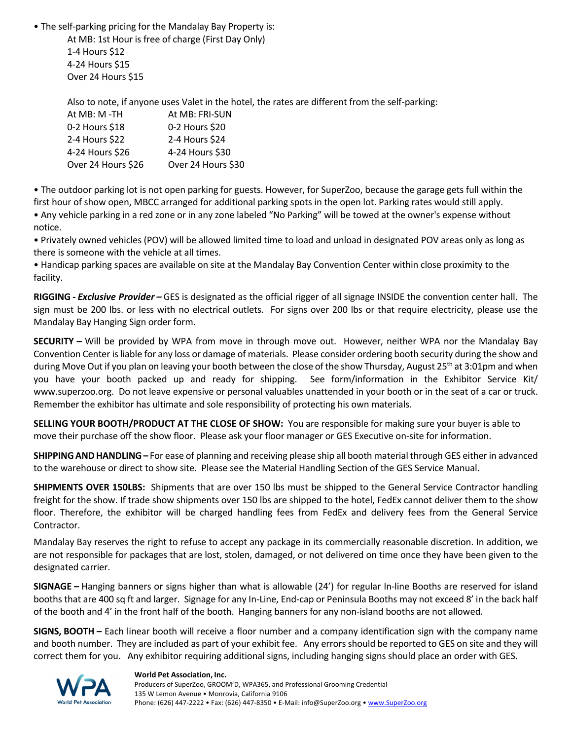• The self-parking pricing for the Mandalay Bay Property is:

At MB: 1st Hour is free of charge (First Day Only)
1-4 Hours $12
4-24 Hours $15
Over 24 Hours $15

Also to note, if anyone uses Valet in the hotel, the rates are different from the self-parking:

| At MB: M -TH | At MB: FRI-SUN |
|---|---|
| 0-2 Hours $18 | 0-2 Hours $20 |
| 2-4 Hours $22 | 2-4 Hours $24 |
| 4-24 Hours $26 | 4-24 Hours $30 |
| Over 24 Hours $26 | Over 24 Hours $30 |

• The outdoor parking lot is not open parking for guests. However, for SuperZoo, because the garage gets full within the first hour of show open, MBCC arranged for additional parking spots in the open lot. Parking rates would still apply.

• Any vehicle parking in a red zone or in any zone labeled "No Parking" will be towed at the owner's expense without notice.

• Privately owned vehicles (POV) will be allowed limited time to load and unload in designated POV areas only as long as there is someone with the vehicle at all times.

• Handicap parking spaces are available on site at the Mandalay Bay Convention Center within close proximity to the facility.

**RIGGING - *Exclusive Provider* –** GES is designated as the official rigger of all signage INSIDE the convention center hall. The sign must be 200 lbs. or less with no electrical outlets. For signs over 200 lbs or that require electricity, please use the Mandalay Bay Hanging Sign order form.

**SECURITY –** Will be provided by WPA from move in through move out. However, neither WPA nor the Mandalay Bay Convention Center is liable for any loss or damage of materials. Please consider ordering booth security during the show and during Move Out if you plan on leaving your booth between the close of the show Thursday, August 25th at 3:01pm and when you have your booth packed up and ready for shipping. See form/information in the Exhibitor Service Kit/ www.superzoo.org. Do not leave expensive or personal valuables unattended in your booth or in the seat of a car or truck. Remember the exhibitor has ultimate and sole responsibility of protecting his own materials.

**SELLING YOUR BOOTH/PRODUCT AT THE CLOSE OF SHOW:** You are responsible for making sure your buyer is able to move their purchase off the show floor. Please ask your floor manager or GES Executive on-site for information.

**SHIPPING AND HANDLING –** For ease of planning and receiving please ship all booth material through GES either in advanced to the warehouse or direct to show site. Please see the Material Handling Section of the GES Service Manual.

**SHIPMENTS OVER 150LBS:** Shipments that are over 150 lbs must be shipped to the General Service Contractor handling freight for the show. If trade show shipments over 150 lbs are shipped to the hotel, FedEx cannot deliver them to the show floor. Therefore, the exhibitor will be charged handling fees from FedEx and delivery fees from the General Service Contractor.

Mandalay Bay reserves the right to refuse to accept any package in its commercially reasonable discretion. In addition, we are not responsible for packages that are lost, stolen, damaged, or not delivered on time once they have been given to the designated carrier.

**SIGNAGE –** Hanging banners or signs higher than what is allowable (24') for regular In-line Booths are reserved for island booths that are 400 sq ft and larger. Signage for any In-Line, End-cap or Peninsula Booths may not exceed 8' in the back half of the booth and 4' in the front half of the booth. Hanging banners for any non-island booths are not allowed.

**SIGNS, BOOTH –** Each linear booth will receive a floor number and a company identification sign with the company name and booth number. They are included as part of your exhibit fee. Any errors should be reported to GES on site and they will correct them for you. Any exhibitor requiring additional signs, including hanging signs should place an order with GES.

**World Pet Association, Inc.**
Producers of SuperZoo, GROOM'D, WPA365, and Professional Grooming Credential
135 W Lemon Avenue • Monrovia, California 9106
Phone: (626) 447-2222 • Fax: (626) 447-8350 • E-Mail: info@SuperZoo.org • www.SuperZoo.org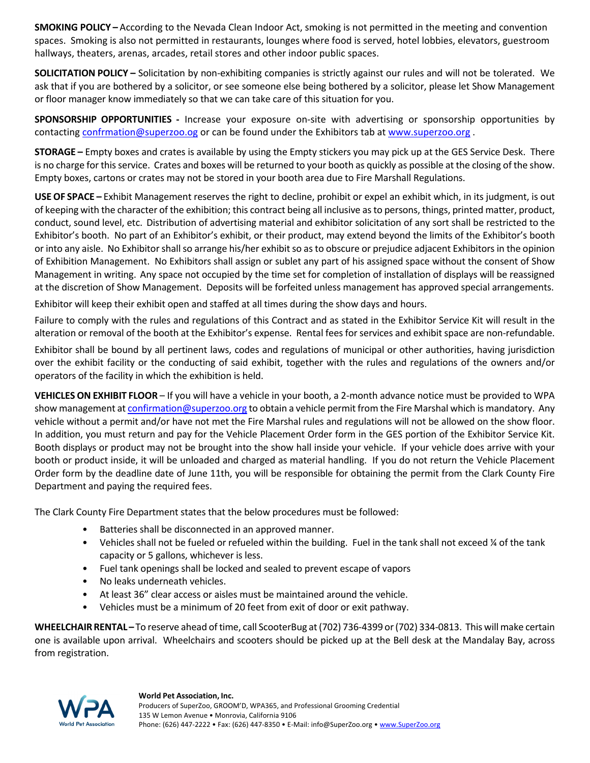**SMOKING POLICY –** According to the Nevada Clean Indoor Act, smoking is not permitted in the meeting and convention spaces. Smoking is also not permitted in restaurants, lounges where food is served, hotel lobbies, elevators, guestroom hallways, theaters, arenas, arcades, retail stores and other indoor public spaces.

**SOLICITATION POLICY –** Solicitation by non-exhibiting companies is strictly against our rules and will not be tolerated. We ask that if you are bothered by a solicitor, or see someone else being bothered by a solicitor, please let Show Management or floor manager know immediately so that we can take care of this situation for you.

**SPONSORSHIP OPPORTUNITIES -** Increase your exposure on-site with advertising or sponsorship opportunities by contacting confrmation@superzoo.og or can be found under the Exhibitors tab at www.superzoo.org .

**STORAGE –** Empty boxes and crates is available by using the Empty stickers you may pick up at the GES Service Desk. There is no charge for this service. Crates and boxes will be returned to your booth as quickly as possible at the closing of the show. Empty boxes, cartons or crates may not be stored in your booth area due to Fire Marshall Regulations.

**USE OF SPACE –** Exhibit Management reserves the right to decline, prohibit or expel an exhibit which, in its judgment, is out of keeping with the character of the exhibition; this contract being all inclusive as to persons, things, printed matter, product, conduct, sound level, etc. Distribution of advertising material and exhibitor solicitation of any sort shall be restricted to the Exhibitor's booth. No part of an Exhibitor's exhibit, or their product, may extend beyond the limits of the Exhibitor's booth or into any aisle. No Exhibitor shall so arrange his/her exhibit so as to obscure or prejudice adjacent Exhibitors in the opinion of Exhibition Management. No Exhibitors shall assign or sublet any part of his assigned space without the consent of Show Management in writing. Any space not occupied by the time set for completion of installation of displays will be reassigned at the discretion of Show Management. Deposits will be forfeited unless management has approved special arrangements.

Exhibitor will keep their exhibit open and staffed at all times during the show days and hours.

Failure to comply with the rules and regulations of this Contract and as stated in the Exhibitor Service Kit will result in the alteration or removal of the booth at the Exhibitor's expense. Rental fees for services and exhibit space are non-refundable.

Exhibitor shall be bound by all pertinent laws, codes and regulations of municipal or other authorities, having jurisdiction over the exhibit facility or the conducting of said exhibit, together with the rules and regulations of the owners and/or operators of the facility in which the exhibition is held.

**VEHICLES ON EXHIBIT FLOOR** – If you will have a vehicle in your booth, a 2-month advance notice must be provided to WPA show management at confirmation@superzoo.org to obtain a vehicle permit from the Fire Marshal which is mandatory. Any vehicle without a permit and/or have not met the Fire Marshal rules and regulations will not be allowed on the show floor. In addition, you must return and pay for the Vehicle Placement Order form in the GES portion of the Exhibitor Service Kit. Booth displays or product may not be brought into the show hall inside your vehicle. If your vehicle does arrive with your booth or product inside, it will be unloaded and charged as material handling. If you do not return the Vehicle Placement Order form by the deadline date of June 11th, you will be responsible for obtaining the permit from the Clark County Fire Department and paying the required fees.

The Clark County Fire Department states that the below procedures must be followed:

- Batteries shall be disconnected in an approved manner.
- Vehicles shall not be fueled or refueled within the building. Fuel in the tank shall not exceed ¼ of the tank capacity or 5 gallons, whichever is less.
- Fuel tank openings shall be locked and sealed to prevent escape of vapors
- No leaks underneath vehicles.
- At least 36" clear access or aisles must be maintained around the vehicle.
- Vehicles must be a minimum of 20 feet from exit of door or exit pathway.

**WHEELCHAIR RENTAL –** To reserve ahead of time, call ScooterBug at (702) 736-4399 or (702) 334-0813. This will make certain one is available upon arrival. Wheelchairs and scooters should be picked up at the Bell desk at the Mandalay Bay, across from registration.

**World Pet Association, Inc.**
Producers of SuperZoo, GROOM'D, WPA365, and Professional Grooming Credential
135 W Lemon Avenue • Monrovia, California 9106
Phone: (626) 447-2222 • Fax: (626) 447-8350 • E-Mail: info@SuperZoo.org • www.SuperZoo.org